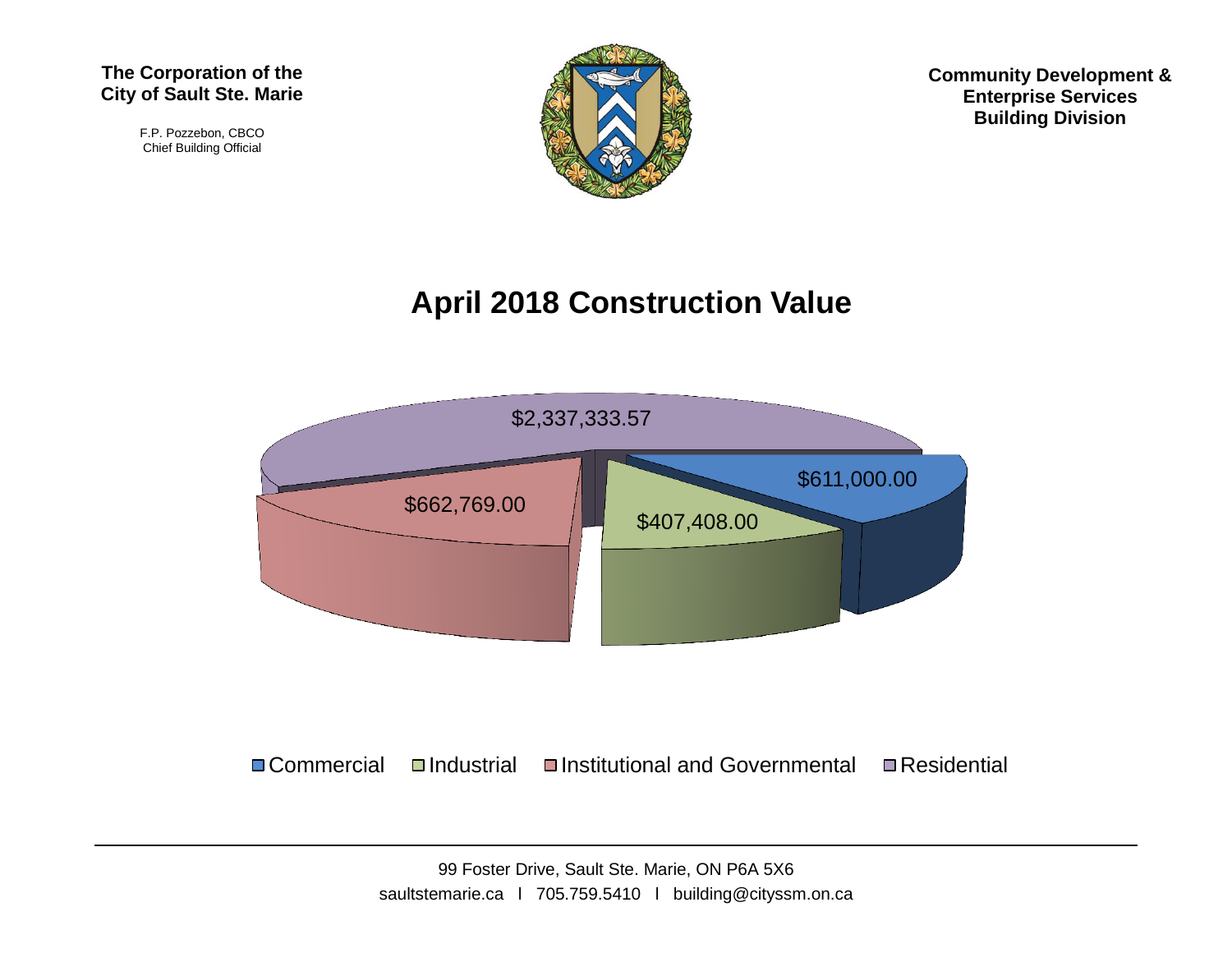**The Corporation of the**
**City of Sault Ste. Marie**

F.P. Pozzebon, CBCO
Chief Building Official

**Community Development &**
**Enterprise Services**
**Building Division**

# April 2018 Construction Value

$2,337,333.57

$662,769.00

$407,408.00

$611,000.00

Commercial | Industrial | Institutional and Governmental | Residential

99 Foster Drive, Sault Ste. Marie, ON P6A 5X6

saultstemarie.ca l 705.759.5410 l building@cityssm.on.ca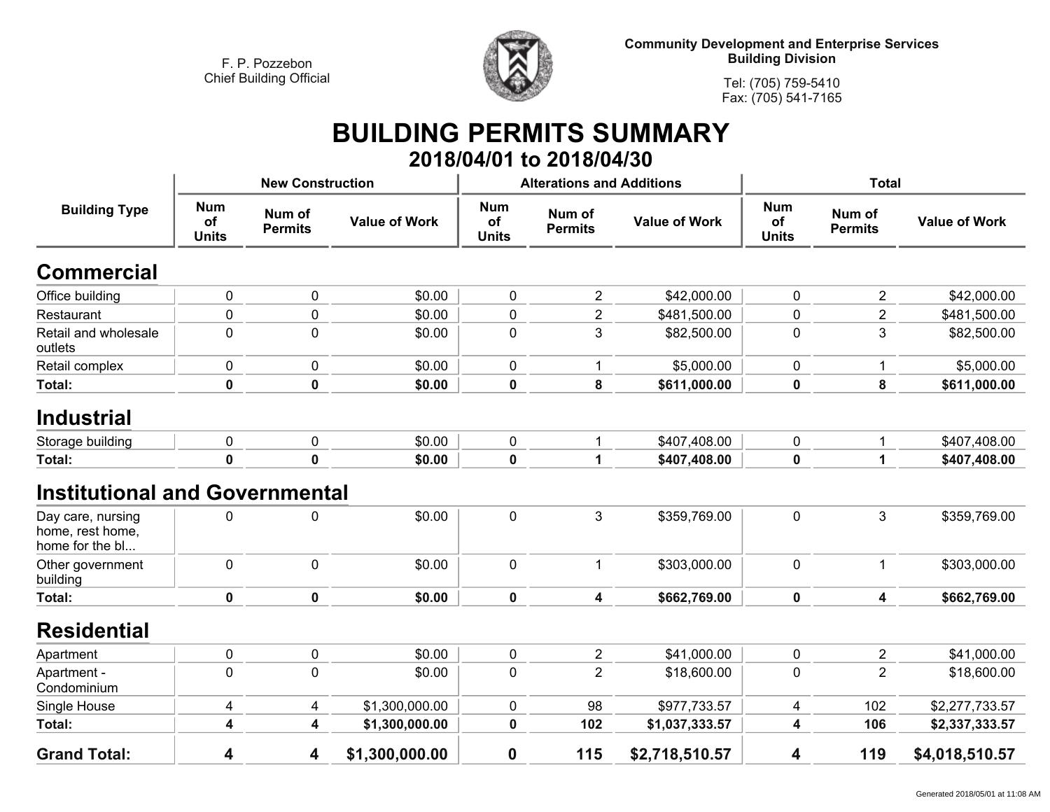F. P. Pozzebon
Chief Building Official

**Community Development and Enterprise Services**
**Building Division**

Tel: (705) 759-5410
Fax: (705) 541-7165

# BUILDING PERMITS SUMMARY

## 2018/04/01 to 2018/04/30

| Building Type | New Construction | | | Alterations and Additions | | | Total | | |
|---|---|---|---|---|---|---|---|---|---|
| | Num of Units | Num of Permits | Value of Work | Num of Units | Num of Permits | Value of Work | Num of Units | Num of Permits | Value of Work |
| **Commercial** | | | | | | | | | |
| Office building | 0 | 0 | $0.00 | 0 | 2 | $42,000.00 | 0 | 2 | $42,000.00 |
| Restaurant | 0 | 0 | $0.00 | 0 | 2 | $481,500.00 | 0 | 2 | $481,500.00 |
| Retail and wholesale outlets | 0 | 0 | $0.00 | 0 | 3 | $82,500.00 | 0 | 3 | $82,500.00 |
| Retail complex | 0 | 0 | $0.00 | 0 | 1 | $5,000.00 | 0 | 1 | $5,000.00 |
| **Total:** | **0** | **0** | **$0.00** | **0** | **8** | **$611,000.00** | **0** | **8** | **$611,000.00** |
| **Industrial** | | | | | | | | | |
| Storage building | 0 | 0 | $0.00 | 0 | 1 | $407,408.00 | 0 | 1 | $407,408.00 |
| **Total:** | **0** | **0** | **$0.00** | **0** | **1** | **$407,408.00** | **0** | **1** | **$407,408.00** |
| **Institutional and Governmental** | | | | | | | | | |
| Day care, nursing home, rest home, home for the bl... | 0 | 0 | $0.00 | 0 | 3 | $359,769.00 | 0 | 3 | $359,769.00 |
| Other government building | 0 | 0 | $0.00 | 0 | 1 | $303,000.00 | 0 | 1 | $303,000.00 |
| **Total:** | **0** | **0** | **$0.00** | **0** | **4** | **$662,769.00** | **0** | **4** | **$662,769.00** |
| **Residential** | | | | | | | | | |
| Apartment | 0 | 0 | $0.00 | 0 | 2 | $41,000.00 | 0 | 2 | $41,000.00 |
| Apartment - Condominium | 0 | 0 | $0.00 | 0 | 2 | $18,600.00 | 0 | 2 | $18,600.00 |
| Single House | 4 | 4 | $1,300,000.00 | 0 | 98 | $977,733.57 | 4 | 102 | $2,277,733.57 |
| **Total:** | **4** | **4** | **$1,300,000.00** | **0** | **102** | **$1,037,333.57** | **4** | **106** | **$2,337,333.57** |
| **Grand Total:** | **4** | **4** | **$1,300,000.00** | **0** | **115** | **$2,718,510.57** | **4** | **119** | **$4,018,510.57** |

Generated 2018/05/01 at 11:08 AM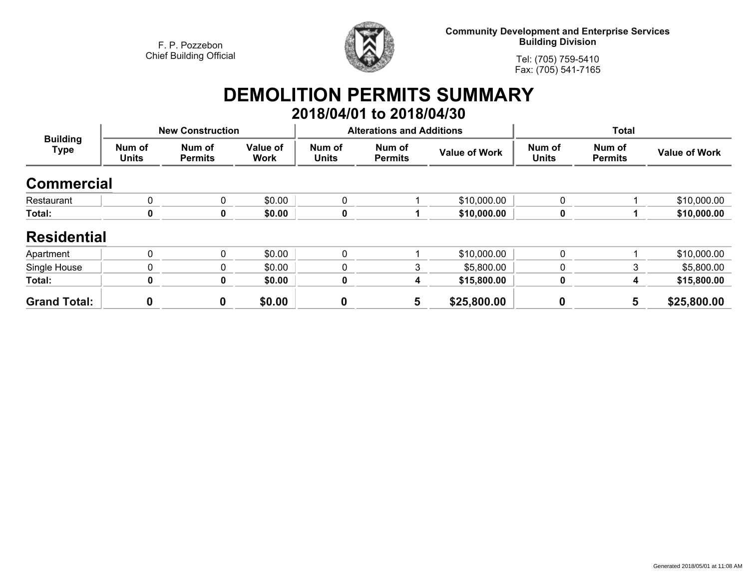F. P. Pozzebon
Chief Building Official

**Community Development and Enterprise Services**
**Building Division**

Tel: (705) 759-5410
Fax: (705) 541-7165

# DEMOLITION PERMITS SUMMARY

## 2018/04/01 to 2018/04/30

| Building Type | New Construction | | | Alterations and Additions | | | Total | | |
|---|---|---|---|---|---|---|---|---|---|
| | Num of Units | Num of Permits | Value of Work | Num of Units | Num of Permits | Value of Work | Num of Units | Num of Permits | Value of Work |
| **Commercial** | | | | | | | | | |
| Restaurant | 0 | 0 | $0.00 | 0 | 1 | $10,000.00 | 0 | 1 | $10,000.00 |
| **Total:** | **0** | **0** | **$0.00** | **0** | **1** | **$10,000.00** | **0** | **1** | **$10,000.00** |
| **Residential** | | | | | | | | | |
| Apartment | 0 | 0 | $0.00 | 0 | 1 | $10,000.00 | 0 | 1 | $10,000.00 |
| Single House | 0 | 0 | $0.00 | 0 | 3 | $5,800.00 | 0 | 3 | $5,800.00 |
| **Total:** | **0** | **0** | **$0.00** | **0** | **4** | **$15,800.00** | **0** | **4** | **$15,800.00** |
| **Grand Total:** | **0** | **0** | **$0.00** | **0** | **5** | **$25,800.00** | **0** | **5** | **$25,800.00** |

Generated 2018/05/01 at 11:08 AM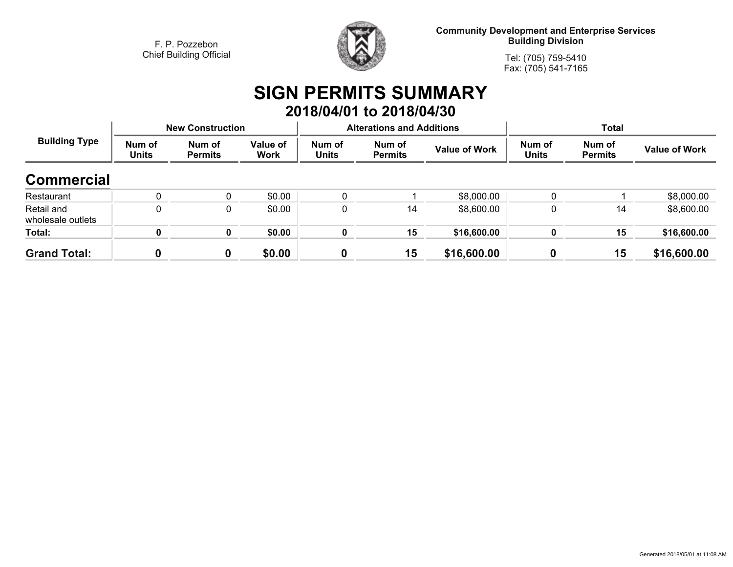F. P. Pozzebon
Chief Building Official

**Community Development and Enterprise Services**
**Building Division**

Tel: (705) 759-5410
Fax: (705) 541-7165

# SIGN PERMITS SUMMARY

## 2018/04/01 to 2018/04/30

| Building Type | New Construction | | | Alterations and Additions | | | Total | | |
|---|---|---|---|---|---|---|---|---|---|
| | Num of Units | Num of Permits | Value of Work | Num of Units | Num of Permits | Value of Work | Num of Units | Num of Permits | Value of Work |
| **Commercial** | | | | | | | | | |
| Restaurant | 0 | 0 | $0.00 | 0 | 1 | $8,000.00 | 0 | 1 | $8,000.00 |
| Retail and wholesale outlets | 0 | 0 | $0.00 | 0 | 14 | $8,600.00 | 0 | 14 | $8,600.00 |
| **Total:** | **0** | **0** | **$0.00** | **0** | **15** | **$16,600.00** | **0** | **15** | **$16,600.00** |
| **Grand Total:** | **0** | **0** | **$0.00** | **0** | **15** | **$16,600.00** | **0** | **15** | **$16,600.00** |

Generated 2018/05/01 at 11:08 AM